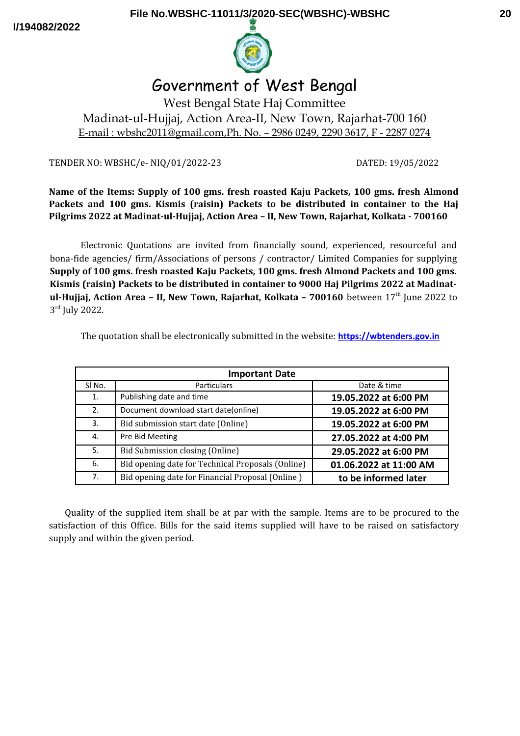# Government of West Bengal

West Bengal State Haj Committee

Madinat-ul-Hujjaj, Action Area-II, New Town, Rajarhat-700 160

E-mail : wbshc2011@gmail.com,Ph. No. – 2986 0249, 2290 3617, F - 2287 0274

TENDER NO: WBSHC/e- NIQ/01/2022-23 DATED: 19/05/2022

**Name of the Items: Supply of 100 gms. fresh roasted Kaju Packets, 100 gms. fresh Almond Packets and 100 gms. Kismis (raisin) Packets to be distributed in container to the Haj Pilgrims 2022 at Madinat-ul-Hujjaj, Action Area – II, New Town, Rajarhat, Kolkata - 700160**

Electronic Quotations are invited from financially sound, experienced, resourceful and bona-fide agencies/ firm/Associations of persons / contractor/ Limited Companies for supplying **Supply of 100 gms. fresh roasted Kaju Packets, 100 gms. fresh Almond Packets and 100 gms. Kismis (raisin) Packets to be distributed in container to 9000 Haj Pilgrims 2022 at Madinat-ul-Hujjaj, Action Area – II, New Town, Rajarhat, Kolkata – 700160** between 17th June 2022 to 3rd July 2022.

The quotation shall be electronically submitted in the website: **https://wbtenders.gov.in**

| **Important Date** | | |
|---|---|---|
| Sl No. | Particulars | Date & time |
| 1. | Publishing date and time | **19.05.2022 at 6:00 PM** |
| 2. | Document download start date(online) | **19.05.2022 at 6:00 PM** |
| 3. | Bid submission start date (Online) | **19.05.2022 at 6:00 PM** |
| 4. | Pre Bid Meeting | **27.05.2022 at 4:00 PM** |
| 5. | Bid Submission closing (Online) | **29.05.2022 at 6:00 PM** |
| 6. | Bid opening date for Technical Proposals (Online) | **01.06.2022 at 11:00 AM** |
| 7. | Bid opening date for Financial Proposal (Online ) | **to be informed later** |

Quality of the supplied item shall be at par with the sample. Items are to be procured to the satisfaction of this Office. Bills for the said items supplied will have to be raised on satisfactory supply and within the given period.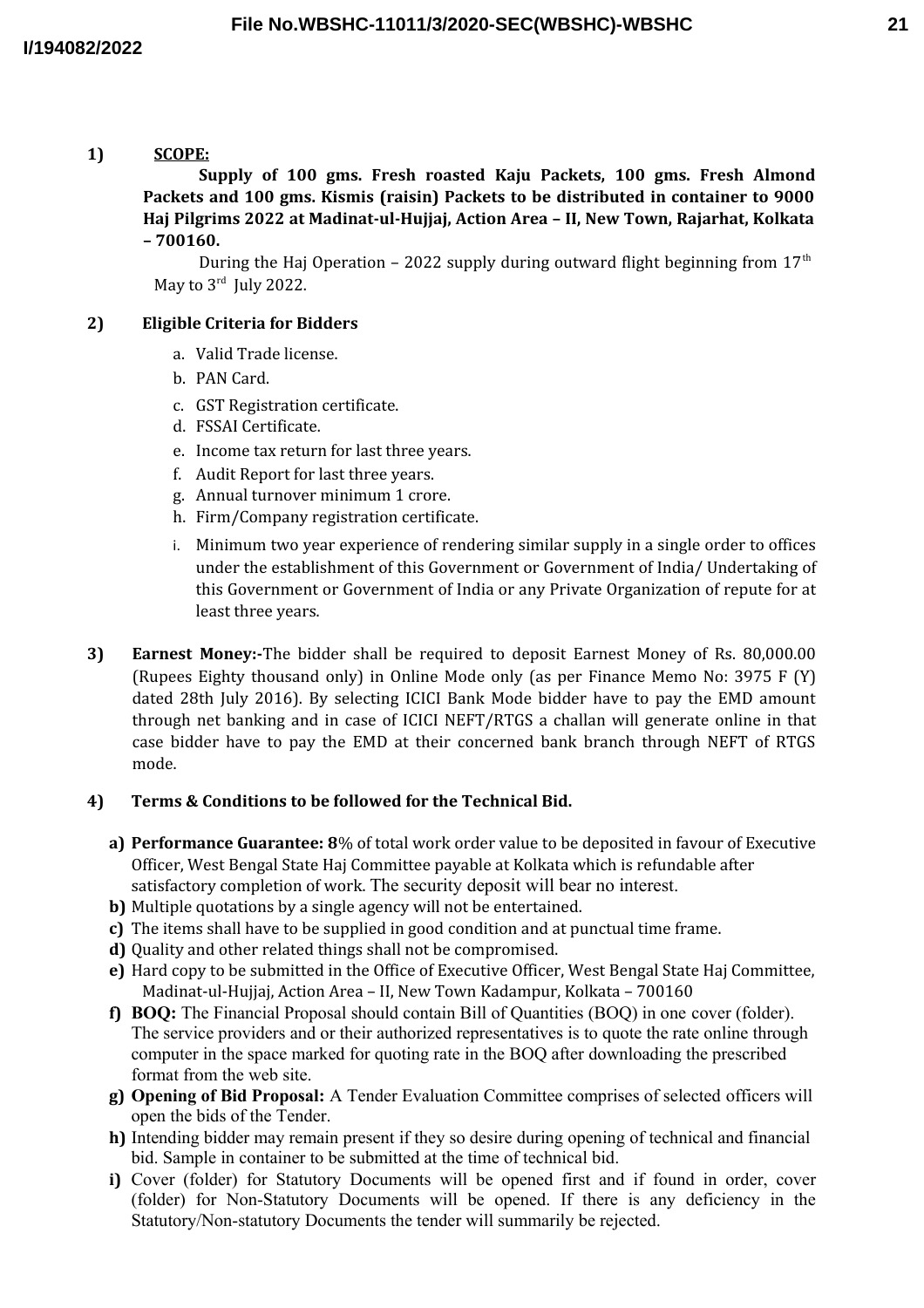**1) SCOPE:**

**Supply of 100 gms. Fresh roasted Kaju Packets, 100 gms. Fresh Almond Packets and 100 gms. Kismis (raisin) Packets to be distributed in container to 9000 Haj Pilgrims 2022 at Madinat-ul-Hujjaj, Action Area – II, New Town, Rajarhat, Kolkata – 700160.**

During the Haj Operation – 2022 supply during outward flight beginning from 17th May to 3rd July 2022.

**2) Eligible Criteria for Bidders**

a. Valid Trade license.
b. PAN Card.
c. GST Registration certificate.
d. FSSAI Certificate.
e. Income tax return for last three years.
f. Audit Report for last three years.
g. Annual turnover minimum 1 crore.
h. Firm/Company registration certificate.
i. Minimum two year experience of rendering similar supply in a single order to offices under the establishment of this Government or Government of India/ Undertaking of this Government or Government of India or any Private Organization of repute for at least three years.

**3) Earnest Money:-** The bidder shall be required to deposit Earnest Money of Rs. 80,000.00 (Rupees Eighty thousand only) in Online Mode only (as per Finance Memo No: 3975 F (Y) dated 28th July 2016). By selecting ICICI Bank Mode bidder have to pay the EMD amount through net banking and in case of ICICI NEFT/RTGS a challan will generate online in that case bidder have to pay the EMD at their concerned bank branch through NEFT of RTGS mode.

**4) Terms & Conditions to be followed for the Technical Bid.**

**a) Performance Guarantee: 8**% of total work order value to be deposited in favour of Executive Officer, West Bengal State Haj Committee payable at Kolkata which is refundable after satisfactory completion of work. The security deposit will bear no interest.

**b)** Multiple quotations by a single agency will not be entertained.

**c)** The items shall have to be supplied in good condition and at punctual time frame.

**d)** Quality and other related things shall not be compromised.

**e)** Hard copy to be submitted in the Office of Executive Officer, West Bengal State Haj Committee, Madinat-ul-Hujjaj, Action Area – II, New Town Kadampur, Kolkata – 700160

**f) BOQ:** The Financial Proposal should contain Bill of Quantities (BOQ) in one cover (folder). The service providers and or their authorized representatives is to quote the rate online through computer in the space marked for quoting rate in the BOQ after downloading the prescribed format from the web site.

**g) Opening of Bid Proposal:** A Tender Evaluation Committee comprises of selected officers will open the bids of the Tender.

**h)** Intending bidder may remain present if they so desire during opening of technical and financial bid. Sample in container to be submitted at the time of technical bid.

**i)** Cover (folder) for Statutory Documents will be opened first and if found in order, cover (folder) for Non-Statutory Documents will be opened. If there is any deficiency in the Statutory/Non-statutory Documents the tender will summarily be rejected.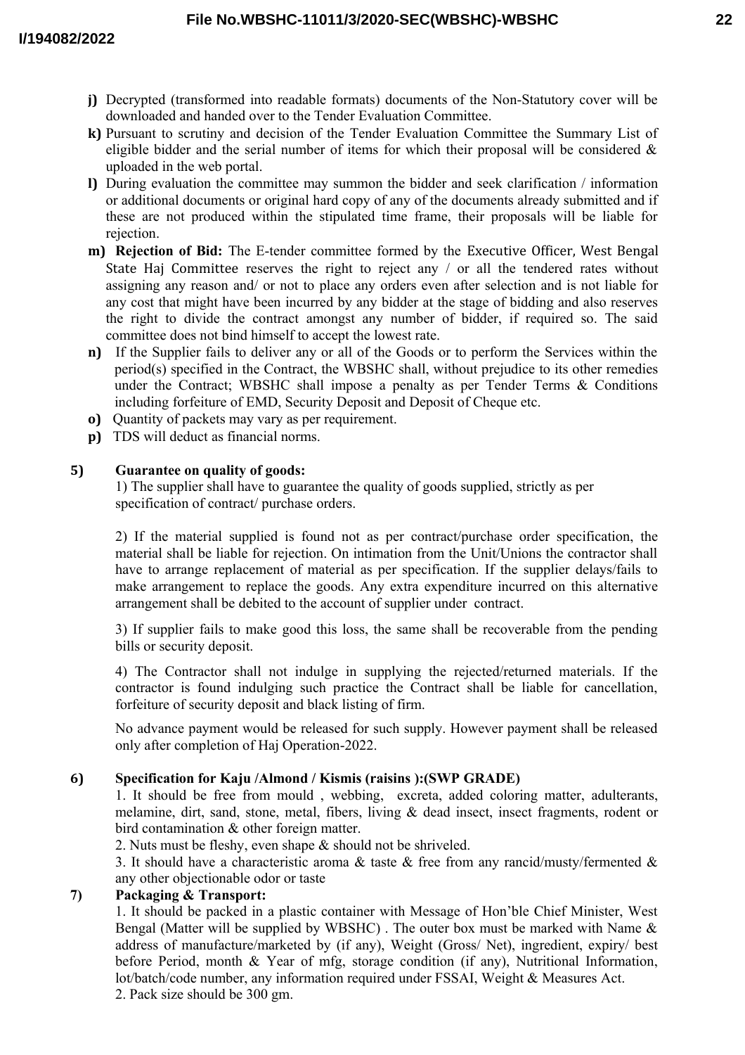- **j)** Decrypted (transformed into readable formats) documents of the Non-Statutory cover will be downloaded and handed over to the Tender Evaluation Committee.
- **k)** Pursuant to scrutiny and decision of the Tender Evaluation Committee the Summary List of eligible bidder and the serial number of items for which their proposal will be considered & uploaded in the web portal.
- **l)** During evaluation the committee may summon the bidder and seek clarification / information or additional documents or original hard copy of any of the documents already submitted and if these are not produced within the stipulated time frame, their proposals will be liable for rejection.
- **m)** **Rejection of Bid:** The E-tender committee formed by the Executive Officer, West Bengal State Haj Committee reserves the right to reject any / or all the tendered rates without assigning any reason and/ or not to place any orders even after selection and is not liable for any cost that might have been incurred by any bidder at the stage of bidding and also reserves the right to divide the contract amongst any number of bidder, if required so. The said committee does not bind himself to accept the lowest rate.
- **n)** If the Supplier fails to deliver any or all of the Goods or to perform the Services within the period(s) specified in the Contract, the WBSHC shall, without prejudice to its other remedies under the Contract; WBSHC shall impose a penalty as per Tender Terms & Conditions including forfeiture of EMD, Security Deposit and Deposit of Cheque etc.
- **o)** Quantity of packets may vary as per requirement.
- **p)** TDS will deduct as financial norms.

**5) Guarantee on quality of goods:**

1) The supplier shall have to guarantee the quality of goods supplied, strictly as per specification of contract/ purchase orders.

2) If the material supplied is found not as per contract/purchase order specification, the material shall be liable for rejection. On intimation from the Unit/Unions the contractor shall have to arrange replacement of material as per specification. If the supplier delays/fails to make arrangement to replace the goods. Any extra expenditure incurred on this alternative arrangement shall be debited to the account of supplier under contract.

3) If supplier fails to make good this loss, the same shall be recoverable from the pending bills or security deposit.

4) The Contractor shall not indulge in supplying the rejected/returned materials. If the contractor is found indulging such practice the Contract shall be liable for cancellation, forfeiture of security deposit and black listing of firm.

No advance payment would be released for such supply. However payment shall be released only after completion of Haj Operation-2022.

**6) Specification for Kaju /Almond / Kismis (raisins ):(SWP GRADE)**

1. It should be free from mould , webbing, excreta, added coloring matter, adulterants, melamine, dirt, sand, stone, metal, fibers, living & dead insect, insect fragments, rodent or bird contamination & other foreign matter.
2. Nuts must be fleshy, even shape & should not be shriveled.
3. It should have a characteristic aroma & taste & free from any rancid/musty/fermented & any other objectionable odor or taste

**7) Packaging & Transport:**

1. It should be packed in a plastic container with Message of Hon'ble Chief Minister, West Bengal (Matter will be supplied by WBSHC) . The outer box must be marked with Name & address of manufacture/marketed by (if any), Weight (Gross/ Net), ingredient, expiry/ best before Period, month & Year of mfg, storage condition (if any), Nutritional Information, lot/batch/code number, any information required under FSSAI, Weight & Measures Act.
2. Pack size should be 300 gm.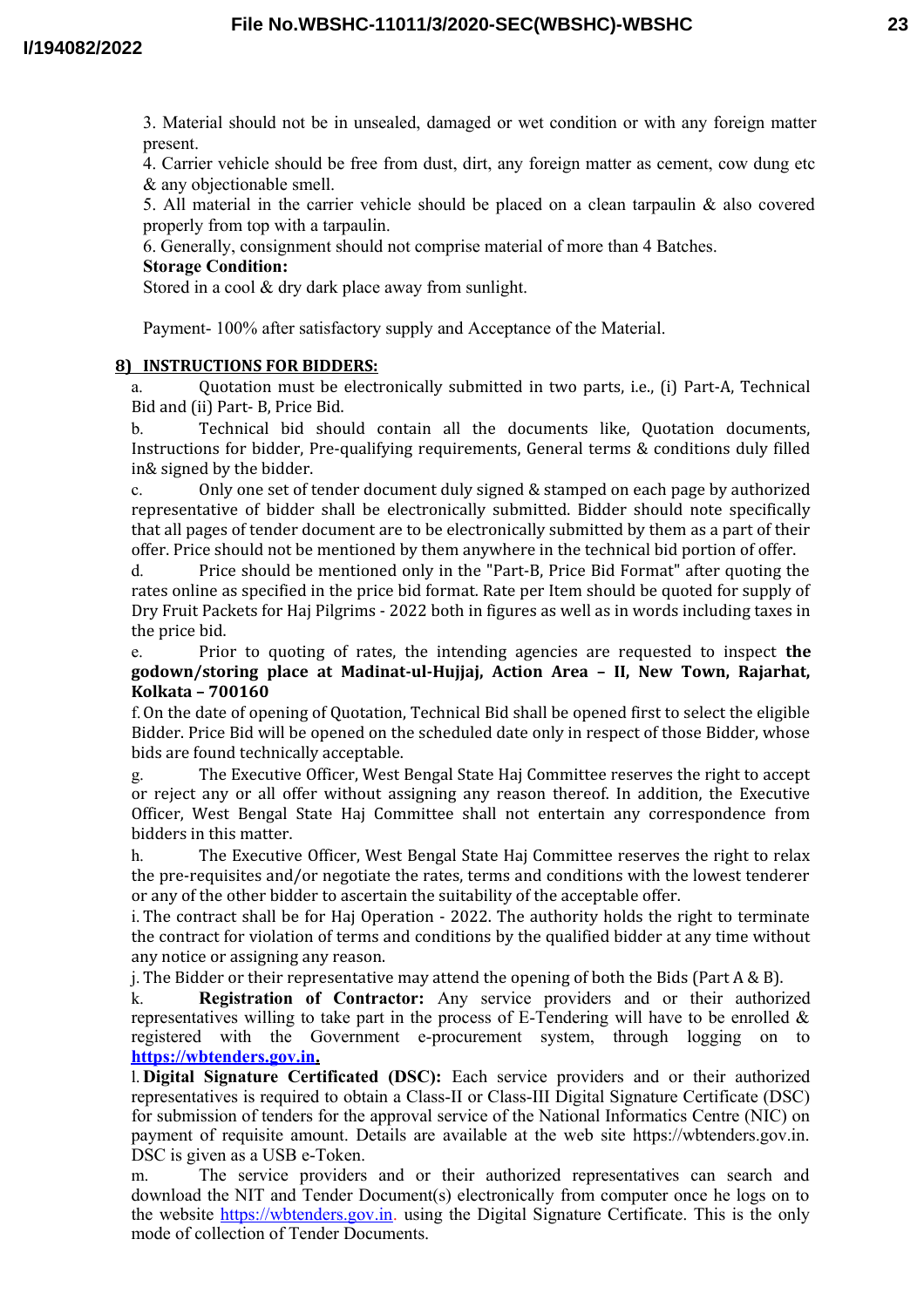3. Material should not be in unsealed, damaged or wet condition or with any foreign matter present.

4. Carrier vehicle should be free from dust, dirt, any foreign matter as cement, cow dung etc & any objectionable smell.

5. All material in the carrier vehicle should be placed on a clean tarpaulin & also covered properly from top with a tarpaulin.

6. Generally, consignment should not comprise material of more than 4 Batches.

**Storage Condition:**

Stored in a cool & dry dark place away from sunlight.

Payment- 100% after satisfactory supply and Acceptance of the Material.

## 8) INSTRUCTIONS FOR BIDDERS:

a. Quotation must be electronically submitted in two parts, i.e., (i) Part-A, Technical Bid and (ii) Part- B, Price Bid.

b. Technical bid should contain all the documents like, Quotation documents, Instructions for bidder, Pre-qualifying requirements, General terms & conditions duly filled in& signed by the bidder.

c. Only one set of tender document duly signed & stamped on each page by authorized representative of bidder shall be electronically submitted. Bidder should note specifically that all pages of tender document are to be electronically submitted by them as a part of their offer. Price should not be mentioned by them anywhere in the technical bid portion of offer.

d. Price should be mentioned only in the "Part-B, Price Bid Format" after quoting the rates online as specified in the price bid format. Rate per Item should be quoted for supply of Dry Fruit Packets for Haj Pilgrims - 2022 both in figures as well as in words including taxes in the price bid.

e. Prior to quoting of rates, the intending agencies are requested to inspect **the godown/storing place at Madinat-ul-Hujjaj, Action Area – II, New Town, Rajarhat, Kolkata – 700160**

f. On the date of opening of Quotation, Technical Bid shall be opened first to select the eligible Bidder. Price Bid will be opened on the scheduled date only in respect of those Bidder, whose bids are found technically acceptable.

g. The Executive Officer, West Bengal State Haj Committee reserves the right to accept or reject any or all offer without assigning any reason thereof. In addition, the Executive Officer, West Bengal State Haj Committee shall not entertain any correspondence from bidders in this matter.

h. The Executive Officer, West Bengal State Haj Committee reserves the right to relax the pre-requisites and/or negotiate the rates, terms and conditions with the lowest tenderer or any of the other bidder to ascertain the suitability of the acceptable offer.

i. The contract shall be for Haj Operation - 2022. The authority holds the right to terminate the contract for violation of terms and conditions by the qualified bidder at any time without any notice or assigning any reason.

j. The Bidder or their representative may attend the opening of both the Bids (Part A & B).

k. **Registration of Contractor:** Any service providers and or their authorized representatives willing to take part in the process of E-Tendering will have to be enrolled & registered with the Government e-procurement system, through logging on to **https://wbtenders.gov.in.**

l. **Digital Signature Certificated (DSC):** Each service providers and or their authorized representatives is required to obtain a Class-II or Class-III Digital Signature Certificate (DSC) for submission of tenders for the approval service of the National Informatics Centre (NIC) on payment of requisite amount. Details are available at the web site https://wbtenders.gov.in. DSC is given as a USB e-Token.

m. The service providers and or their authorized representatives can search and download the NIT and Tender Document(s) electronically from computer once he logs on to the website https://wbtenders.gov.in. using the Digital Signature Certificate. This is the only mode of collection of Tender Documents.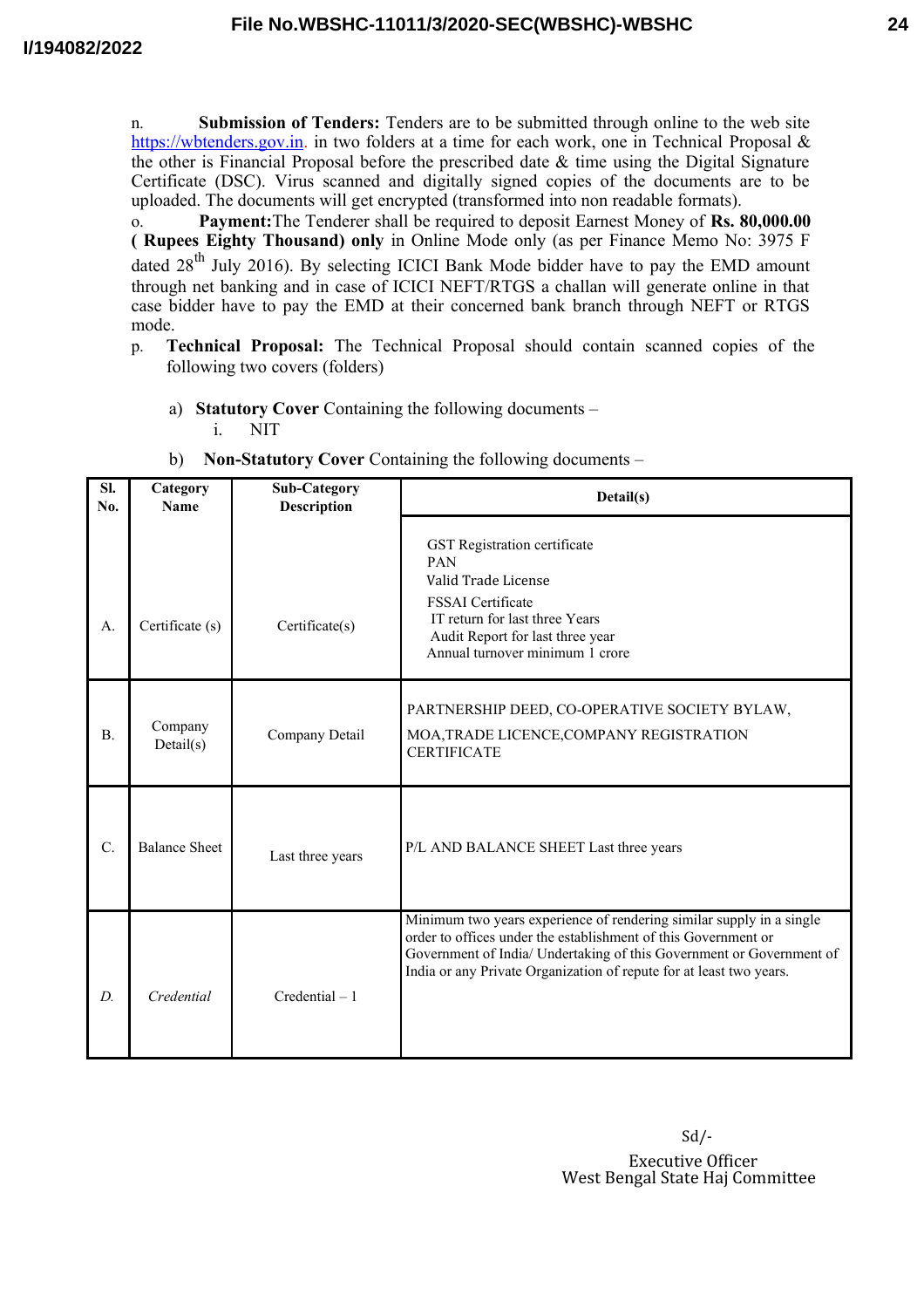n. **Submission of Tenders:** Tenders are to be submitted through online to the web site https://wbtenders.gov.in. in two folders at a time for each work, one in Technical Proposal & the other is Financial Proposal before the prescribed date & time using the Digital Signature Certificate (DSC). Virus scanned and digitally signed copies of the documents are to be uploaded. The documents will get encrypted (transformed into non readable formats).

o. **Payment:**The Tenderer shall be required to deposit Earnest Money of **Rs. 80,000.00 ( Rupees Eighty Thousand) only** in Online Mode only (as per Finance Memo No: 3975 F dated 28th July 2016). By selecting ICICI Bank Mode bidder have to pay the EMD amount through net banking and in case of ICICI NEFT/RTGS a challan will generate online in that case bidder have to pay the EMD at their concerned bank branch through NEFT or RTGS mode.

p. **Technical Proposal:** The Technical Proposal should contain scanned copies of the following two covers (folders)

a) **Statutory Cover** Containing the following documents –
   i. NIT

b) **Non-Statutory Cover** Containing the following documents –

| Sl. No. | Category Name | Sub-Category Description | Detail(s) |
|---|---|---|---|
| A. | Certificate (s) | Certificate(s) | GST Registration certificate<br>PAN<br>Valid Trade License<br>FSSAI Certificate<br>IT return for last three Years<br>Audit Report for last three year<br>Annual turnover minimum 1 crore |
| B. | Company Detail(s) | Company Detail | PARTNERSHIP DEED, CO-OPERATIVE SOCIETY BYLAW, MOA,TRADE LICENCE,COMPANY REGISTRATION CERTIFICATE |
| C. | Balance Sheet | Last three years | P/L AND BALANCE SHEET Last three years |
| *D.* | *Credential* | Credential – 1 | Minimum two years experience of rendering similar supply in a single order to offices under the establishment of this Government or Government of India/ Undertaking of this Government or Government of India or any Private Organization of repute for at least two years. |

Sd/-

Executive Officer
West Bengal State Haj Committee